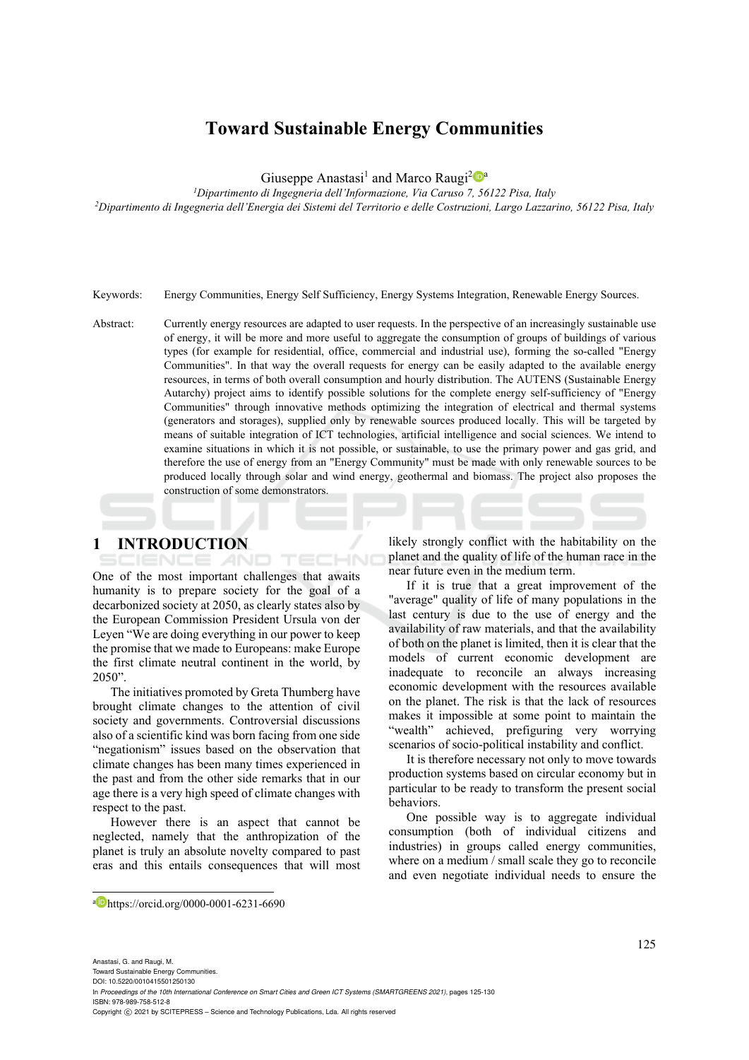# Toward Sustainable Energy Communities

Giuseppe Anastasi[1] and Marco Raugi[2][a]

[1]*Dipartimento di Ingegneria dell'Informazione, Via Caruso 7, 56122 Pisa, Italy*
[2]*Dipartimento di Ingegneria dell'Energia dei Sistemi del Territorio e delle Costruzioni, Largo Lazzarino, 56122 Pisa, Italy*

Keywords: Energy Communities, Energy Self Sufficiency, Energy Systems Integration, Renewable Energy Sources.

Abstract: Currently energy resources are adapted to user requests. In the perspective of an increasingly sustainable use of energy, it will be more and more useful to aggregate the consumption of groups of buildings of various types (for example for residential, office, commercial and industrial use), forming the so-called "Energy Communities". In that way the overall requests for energy can be easily adapted to the available energy resources, in terms of both overall consumption and hourly distribution. The AUTENS (Sustainable Energy Autarchy) project aims to identify possible solutions for the complete energy self-sufficiency of "Energy Communities" through innovative methods optimizing the integration of electrical and thermal systems (generators and storages), supplied only by renewable sources produced locally. This will be targeted by means of suitable integration of ICT technologies, artificial intelligence and social sciences. We intend to examine situations in which it is not possible, or sustainable, to use the primary power and gas grid, and therefore the use of energy from an "Energy Community" must be made with only renewable sources to be produced locally through solar and wind energy, geothermal and biomass. The project also proposes the construction of some demonstrators.

## 1 INTRODUCTION

One of the most important challenges that awaits humanity is to prepare society for the goal of a decarbonized society at 2050, as clearly states also by the European Commission President Ursula von der Leyen "We are doing everything in our power to keep the promise that we made to Europeans: make Europe the first climate neutral continent in the world, by 2050".

The initiatives promoted by Greta Thumberg have brought climate changes to the attention of civil society and governments. Controversial discussions also of a scientific kind was born facing from one side "negationism" issues based on the observation that climate changes has been many times experienced in the past and from the other side remarks that in our age there is a very high speed of climate changes with respect to the past.

However there is an aspect that cannot be neglected, namely that the anthropization of the planet is truly an absolute novelty compared to past eras and this entails consequences that will most likely strongly conflict with the habitability on the planet and the quality of life of the human race in the near future even in the medium term.

If it is true that a great improvement of the "average" quality of life of many populations in the last century is due to the use of energy and the availability of raw materials, and that the availability of both on the planet is limited, then it is clear that the models of current economic development are inadequate to reconcile an always increasing economic development with the resources available on the planet. The risk is that the lack of resources makes it impossible at some point to maintain the "wealth" achieved, prefiguring very worrying scenarios of socio-political instability and conflict.

It is therefore necessary not only to move towards production systems based on circular economy but in particular to be ready to transform the present social behaviors.

One possible way is to aggregate individual consumption (both of individual citizens and industries) in groups called energy communities, where on a medium / small scale they go to reconcile and even negotiate individual needs to ensure the

[a] https://orcid.org/0000-0001-6231-6690

Anastasi, G. and Raugi, M.
Toward Sustainable Energy Communities.
DOI: 10.5220/0010415501250130
In *Proceedings of the 10th International Conference on Smart Cities and Green ICT Systems (SMARTGREENS 2021)*, pages 125-130
ISBN: 978-989-758-512-8
Copyright © 2021 by SCITEPRESS – Science and Technology Publications, Lda. All rights reserved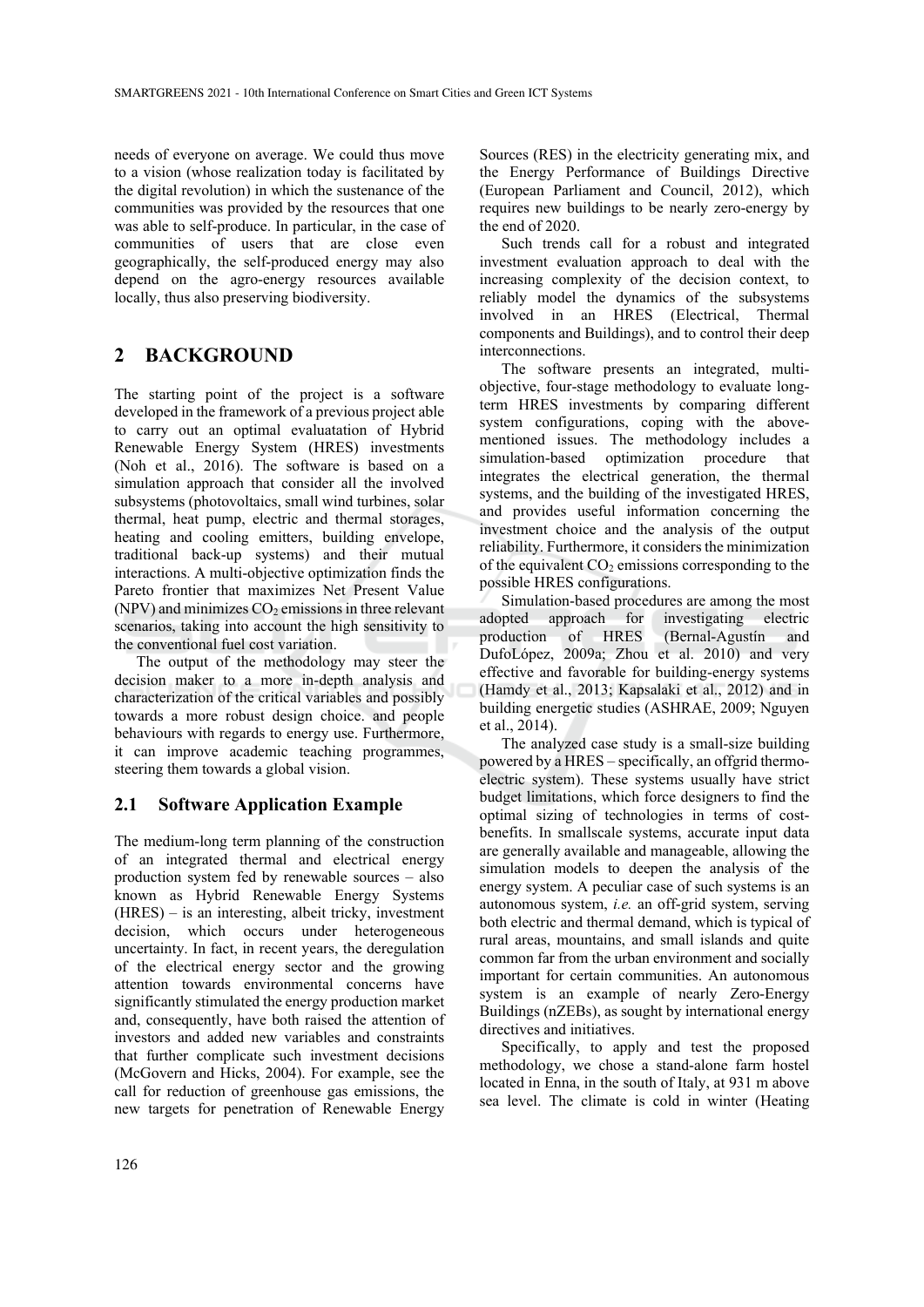needs of everyone on average. We could thus move to a vision (whose realization today is facilitated by the digital revolution) in which the sustenance of the communities was provided by the resources that one was able to self-produce. In particular, in the case of communities of users that are close even geographically, the self-produced energy may also depend on the agro-energy resources available locally, thus also preserving biodiversity.

## 2 BACKGROUND

The starting point of the project is a software developed in the framework of a previous project able to carry out an optimal evaluatation of Hybrid Renewable Energy System (HRES) investments (Noh et al., 2016). The software is based on a simulation approach that consider all the involved subsystems (photovoltaics, small wind turbines, solar thermal, heat pump, electric and thermal storages, heating and cooling emitters, building envelope, traditional back-up systems) and their mutual interactions. A multi-objective optimization finds the Pareto frontier that maximizes Net Present Value (NPV) and minimizes $CO_2$ emissions in three relevant scenarios, taking into account the high sensitivity to the conventional fuel cost variation.

The output of the methodology may steer the decision maker to a more in-depth analysis and characterization of the critical variables and possibly towards a more robust design choice. and people behaviours with regards to energy use. Furthermore, it can improve academic teaching programmes, steering them towards a global vision.

### 2.1 Software Application Example

The medium-long term planning of the construction of an integrated thermal and electrical energy production system fed by renewable sources – also known as Hybrid Renewable Energy Systems (HRES) – is an interesting, albeit tricky, investment decision, which occurs under heterogeneous uncertainty. In fact, in recent years, the deregulation of the electrical energy sector and the growing attention towards environmental concerns have significantly stimulated the energy production market and, consequently, have both raised the attention of investors and added new variables and constraints that further complicate such investment decisions (McGovern and Hicks, 2004). For example, see the call for reduction of greenhouse gas emissions, the new targets for penetration of Renewable Energy Sources (RES) in the electricity generating mix, and the Energy Performance of Buildings Directive (European Parliament and Council, 2012), which requires new buildings to be nearly zero-energy by the end of 2020.

Such trends call for a robust and integrated investment evaluation approach to deal with the increasing complexity of the decision context, to reliably model the dynamics of the subsystems involved in an HRES (Electrical, Thermal components and Buildings), and to control their deep interconnections.

The software presents an integrated, multi-objective, four-stage methodology to evaluate long-term HRES investments by comparing different system configurations, coping with the above-mentioned issues. The methodology includes a simulation-based optimization procedure that integrates the electrical generation, the thermal systems, and the building of the investigated HRES, and provides useful information concerning the investment choice and the analysis of the output reliability. Furthermore, it considers the minimization of the equivalent $CO_2$ emissions corresponding to the possible HRES configurations.

Simulation-based procedures are among the most adopted approach for investigating electric production of HRES (Bernal-Agustín and DufoLópez, 2009a; Zhou et al. 2010) and very effective and favorable for building-energy systems (Hamdy et al., 2013; Kapsalaki et al., 2012) and in building energetic studies (ASHRAE, 2009; Nguyen et al., 2014).

The analyzed case study is a small-size building powered by a HRES – specifically, an offgrid thermo-electric system). These systems usually have strict budget limitations, which force designers to find the optimal sizing of technologies in terms of cost-benefits. In smallscale systems, accurate input data are generally available and manageable, allowing the simulation models to deepen the analysis of the energy system. A peculiar case of such systems is an autonomous system, *i.e.* an off-grid system, serving both electric and thermal demand, which is typical of rural areas, mountains, and small islands and quite common far from the urban environment and socially important for certain communities. An autonomous system is an example of nearly Zero-Energy Buildings (nZEBs), as sought by international energy directives and initiatives.

Specifically, to apply and test the proposed methodology, we chose a stand-alone farm hostel located in Enna, in the south of Italy, at 931 m above sea level. The climate is cold in winter (Heating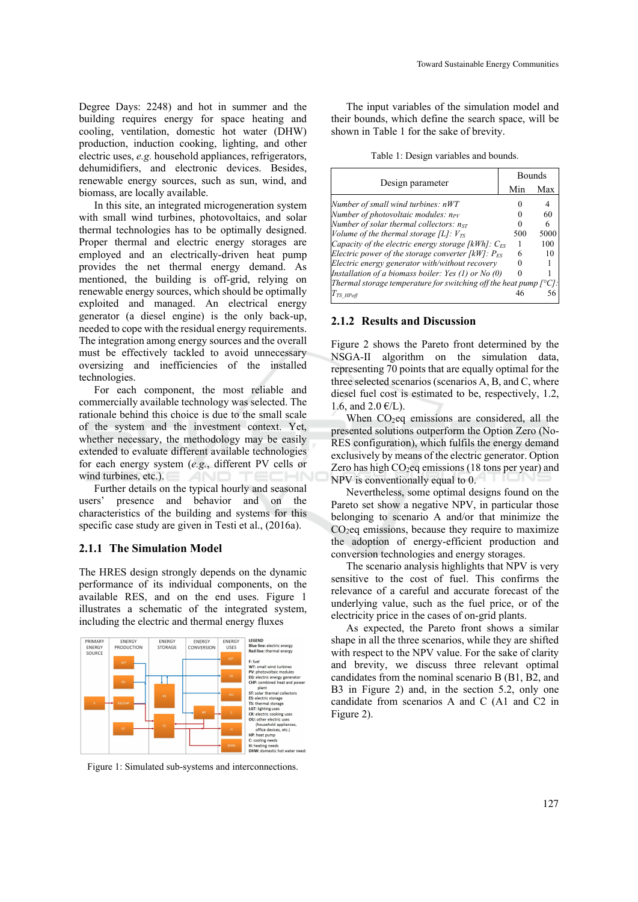Degree Days: 2248) and hot in summer and the building requires energy for space heating and cooling, ventilation, domestic hot water (DHW) production, induction cooking, lighting, and other electric uses, *e.g.* household appliances, refrigerators, dehumidifiers, and electronic devices. Besides, renewable energy sources, such as sun, wind, and biomass, are locally available.

In this site, an integrated microgeneration system with small wind turbines, photovoltaics, and solar thermal technologies has to be optimally designed. Proper thermal and electric energy storages are employed and an electrically-driven heat pump provides the net thermal energy demand. As mentioned, the building is off-grid, relying on renewable energy sources, which should be optimally exploited and managed. An electrical energy generator (a diesel engine) is the only back-up, needed to cope with the residual energy requirements. The integration among energy sources and the overall must be effectively tackled to avoid unnecessary oversizing and inefficiencies of the installed technologies.

For each component, the most reliable and commercially available technology was selected. The rationale behind this choice is due to the small scale of the system and the investment context. Yet, whether necessary, the methodology may be easily extended to evaluate different available technologies for each energy system (*e.g.*, different PV cells or wind turbines, etc.).

Further details on the typical hourly and seasonal users' presence and behavior and on the characteristics of the building and systems for this specific case study are given in Testi et al., (2016a).

### 2.1.1 The Simulation Model

The HRES design strongly depends on the dynamic performance of its individual components, on the available RES, and on the end uses. Figure 1 illustrates a schematic of the integrated system, including the electric and thermal energy fluxes

Figure 1: Simulated sub-systems and interconnections.

The input variables of the simulation model and their bounds, which define the search space, will be shown in Table 1 for the sake of brevity.

Table 1: Design variables and bounds.

| Design parameter | Bounds | |
|---|---|---|
| | Min | Max |
| *Number of small wind turbines: nWT* | 0 | 4 |
| *Number of photovoltaic modules:* $n_{PV}$ | 0 | 60 |
| *Number of solar thermal collectors:* $n_{ST}$ | 0 | 6 |
| *Volume of the thermal storage [L]:* $V_{TS}$ | 500 | 5000 |
| *Capacity of the electric energy storage [kWh]:* $C_{ES}$ | 1 | 100 |
| *Electric power of the storage converter [kW]:* $P_{ES}$ | 6 | 10 |
| *Electric energy generator with/without recovery* | 0 | 1 |
| *Installation of a biomass boiler: Yes (1) or No (0)* | 0 | 1 |
| *Thermal storage temperature for switching off the heat pump [°C]:* $T_{TS\_HPoff}$ | 46 | 56 |

### 2.1.2 Results and Discussion

Figure 2 shows the Pareto front determined by the NSGA-II algorithm on the simulation data, representing 70 points that are equally optimal for the three selected scenarios (scenarios A, B, and C, where diesel fuel cost is estimated to be, respectively, 1.2, 1.6, and 2.0 €/L).

When $CO_2$eq emissions are considered, all the presented solutions outperform the Option Zero (No-RES configuration), which fulfils the energy demand exclusively by means of the electric generator. Option Zero has high $CO_2$eq emissions (18 tons per year) and NPV is conventionally equal to 0.

Nevertheless, some optimal designs found on the Pareto set show a negative NPV, in particular those belonging to scenario A and/or that minimize the $CO_2$eq emissions, because they require to maximize the adoption of energy-efficient production and conversion technologies and energy storages.

The scenario analysis highlights that NPV is very sensitive to the cost of fuel. This confirms the relevance of a careful and accurate forecast of the underlying value, such as the fuel price, or of the electricity price in the cases of on-grid plants.

As expected, the Pareto front shows a similar shape in all the three scenarios, while they are shifted with respect to the NPV value. For the sake of clarity and brevity, we discuss three relevant optimal candidates from the nominal scenario B (B1, B2, and B3 in Figure 2) and, in the section 5.2, only one candidate from scenarios A and C (A1 and C2 in Figure 2).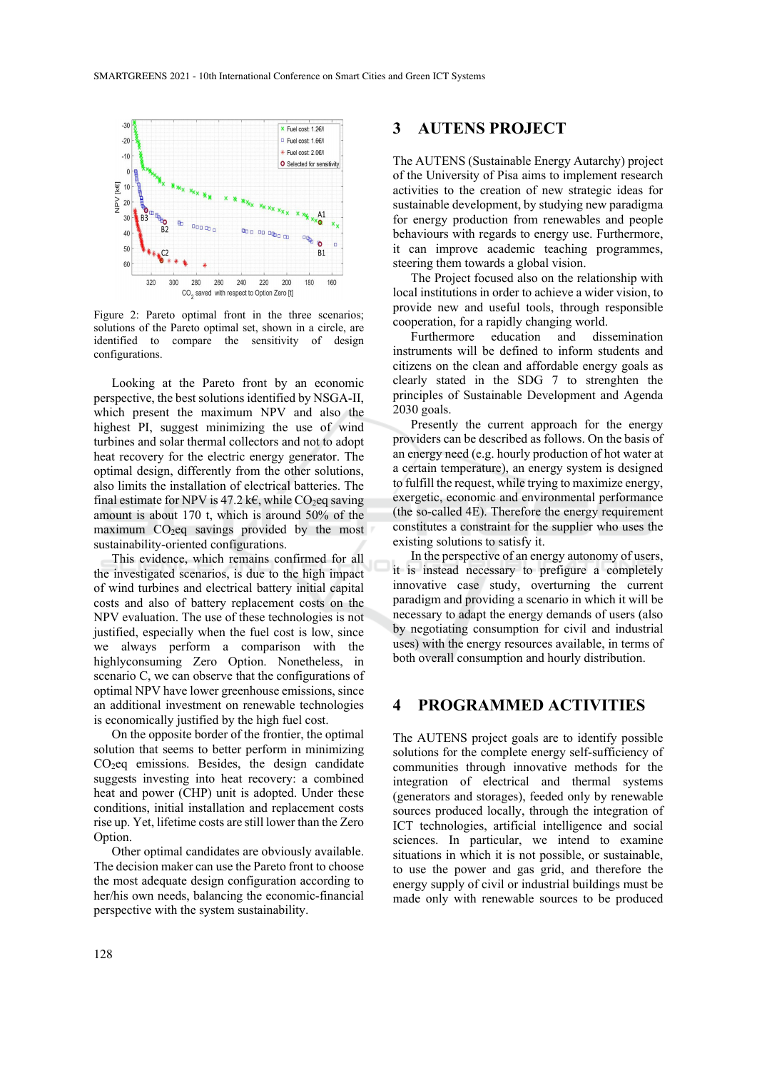Figure 2: Pareto optimal front in the three scenarios; solutions of the Pareto optimal set, shown in a circle, are identified to compare the sensitivity of design configurations.

Looking at the Pareto front by an economic perspective, the best solutions identified by NSGA-II, which present the maximum NPV and also the highest PI, suggest minimizing the use of wind turbines and solar thermal collectors and not to adopt heat recovery for the electric energy generator. The optimal design, differently from the other solutions, also limits the installation of electrical batteries. The final estimate for NPV is 47.2 k€, while $CO_2$eq saving amount is about 170 t, which is around 50% of the maximum $CO_2$eq savings provided by the most sustainability-oriented configurations.

This evidence, which remains confirmed for all the investigated scenarios, is due to the high impact of wind turbines and electrical battery initial capital costs and also of battery replacement costs on the NPV evaluation. The use of these technologies is not justified, especially when the fuel cost is low, since we always perform a comparison with the highlyconsuming Zero Option. Nonetheless, in scenario C, we can observe that the configurations of optimal NPV have lower greenhouse emissions, since an additional investment on renewable technologies is economically justified by the high fuel cost.

On the opposite border of the frontier, the optimal solution that seems to better perform in minimizing $CO_2$eq emissions. Besides, the design candidate suggests investing into heat recovery: a combined heat and power (CHP) unit is adopted. Under these conditions, initial installation and replacement costs rise up. Yet, lifetime costs are still lower than the Zero Option.

Other optimal candidates are obviously available. The decision maker can use the Pareto front to choose the most adequate design configuration according to her/his own needs, balancing the economic-financial perspective with the system sustainability.

# 3 AUTENS PROJECT

The AUTENS (Sustainable Energy Autarchy) project of the University of Pisa aims to implement research activities to the creation of new strategic ideas for sustainable development, by studying new paradigma for energy production from renewables and people behaviours with regards to energy use. Furthermore, it can improve academic teaching programmes, steering them towards a global vision.

The Project focused also on the relationship with local institutions in order to achieve a wider vision, to provide new and useful tools, through responsible cooperation, for a rapidly changing world.

Furthermore education and dissemination instruments will be defined to inform students and citizens on the clean and affordable energy goals as clearly stated in the SDG 7 to strenghten the principles of Sustainable Development and Agenda 2030 goals.

Presently the current approach for the energy providers can be described as follows. On the basis of an energy need (e.g. hourly production of hot water at a certain temperature), an energy system is designed to fulfill the request, while trying to maximize energy, exergetic, economic and environmental performance (the so-called 4E). Therefore the energy requirement constitutes a constraint for the supplier who uses the existing solutions to satisfy it.

In the perspective of an energy autonomy of users, it is instead necessary to prefigure a completely innovative case study, overturning the current paradigm and providing a scenario in which it will be necessary to adapt the energy demands of users (also by negotiating consumption for civil and industrial uses) with the energy resources available, in terms of both overall consumption and hourly distribution.

# 4 PROGRAMMED ACTIVITIES

The AUTENS project goals are to identify possible solutions for the complete energy self-sufficiency of communities through innovative methods for the integration of electrical and thermal systems (generators and storages), feeded only by renewable sources produced locally, through the integration of ICT technologies, artificial intelligence and social sciences. In particular, we intend to examine situations in which it is not possible, or sustainable, to use the power and gas grid, and therefore the energy supply of civil or industrial buildings must be made only with renewable sources to be produced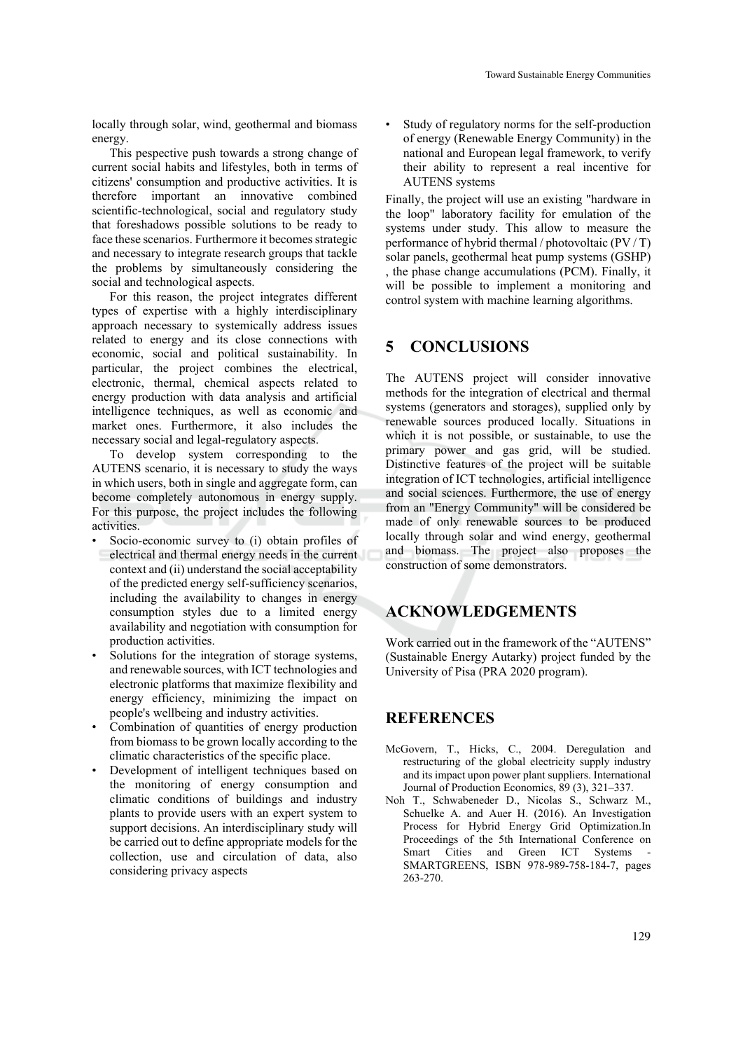locally through solar, wind, geothermal and biomass energy.

This pespective push towards a strong change of current social habits and lifestyles, both in terms of citizens' consumption and productive activities. It is therefore important an innovative combined scientific-technological, social and regulatory study that foreshadows possible solutions to be ready to face these scenarios. Furthermore it becomes strategic and necessary to integrate research groups that tackle the problems by simultaneously considering the social and technological aspects.

For this reason, the project integrates different types of expertise with a highly interdisciplinary approach necessary to systemically address issues related to energy and its close connections with economic, social and political sustainability. In particular, the project combines the electrical, electronic, thermal, chemical aspects related to energy production with data analysis and artificial intelligence techniques, as well as economic and market ones. Furthermore, it also includes the necessary social and legal-regulatory aspects.

To develop system corresponding to the AUTENS scenario, it is necessary to study the ways in which users, both in single and aggregate form, can become completely autonomous in energy supply. For this purpose, the project includes the following activities.

- Socio-economic survey to (i) obtain profiles of electrical and thermal energy needs in the current context and (ii) understand the social acceptability of the predicted energy self-sufficiency scenarios, including the availability to changes in energy consumption styles due to a limited energy availability and negotiation with consumption for production activities.
- Solutions for the integration of storage systems, and renewable sources, with ICT technologies and electronic platforms that maximize flexibility and energy efficiency, minimizing the impact on people's wellbeing and industry activities.
- Combination of quantities of energy production from biomass to be grown locally according to the climatic characteristics of the specific place.
- Development of intelligent techniques based on the monitoring of energy consumption and climatic conditions of buildings and industry plants to provide users with an expert system to support decisions. An interdisciplinary study will be carried out to define appropriate models for the collection, use and circulation of data, also considering privacy aspects
- Study of regulatory norms for the self-production of energy (Renewable Energy Community) in the national and European legal framework, to verify their ability to represent a real incentive for AUTENS systems

Finally, the project will use an existing "hardware in the loop" laboratory facility for emulation of the systems under study. This allow to measure the performance of hybrid thermal / photovoltaic (PV / T) solar panels, geothermal heat pump systems (GSHP) , the phase change accumulations (PCM). Finally, it will be possible to implement a monitoring and control system with machine learning algorithms.

## 5 CONCLUSIONS

The AUTENS project will consider innovative methods for the integration of electrical and thermal systems (generators and storages), supplied only by renewable sources produced locally. Situations in which it is not possible, or sustainable, to use the primary power and gas grid, will be studied. Distinctive features of the project will be suitable integration of ICT technologies, artificial intelligence and social sciences. Furthermore, the use of energy from an "Energy Community" will be considered be made of only renewable sources to be produced locally through solar and wind energy, geothermal and biomass. The project also proposes the construction of some demonstrators.

## ACKNOWLEDGEMENTS

Work carried out in the framework of the "AUTENS" (Sustainable Energy Autarky) project funded by the University of Pisa (PRA 2020 program).

## REFERENCES

McGovern, T., Hicks, C., 2004. Deregulation and restructuring of the global electricity supply industry and its impact upon power plant suppliers. International Journal of Production Economics, 89 (3), 321–337.

Noh T., Schwabeneder D., Nicolas S., Schwarz M., Schuelke A. and Auer H. (2016). An Investigation Process for Hybrid Energy Grid Optimization.In Proceedings of the 5th International Conference on Smart Cities and Green ICT Systems - SMARTGREENS, ISBN 978-989-758-184-7, pages 263-270.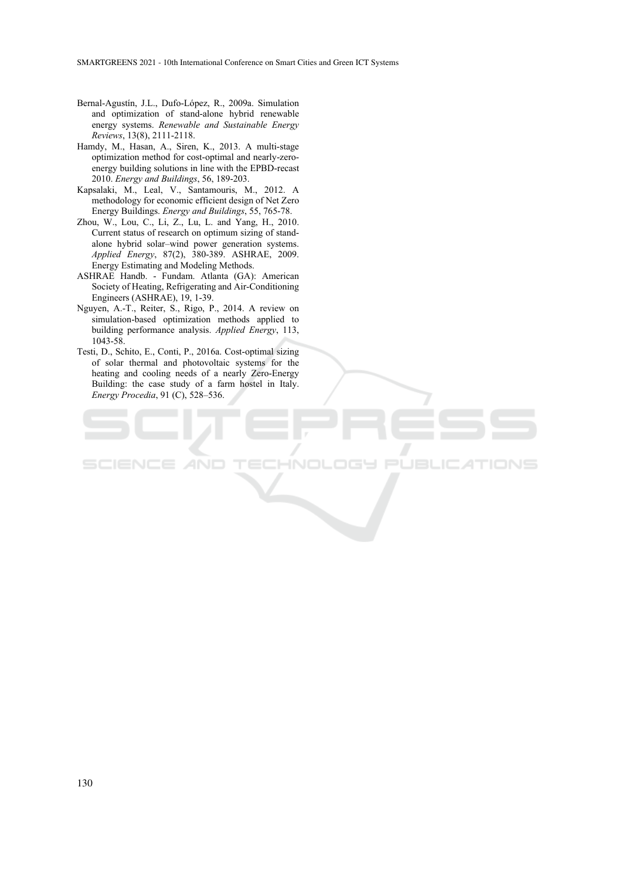Bernal-Agustín, J.L., Dufo-López, R., 2009a. Simulation and optimization of stand-alone hybrid renewable energy systems. *Renewable and Sustainable Energy Reviews*, 13(8), 2111-2118.

Hamdy, M., Hasan, A., Siren, K., 2013. A multi-stage optimization method for cost-optimal and nearly-zero-energy building solutions in line with the EPBD-recast 2010. *Energy and Buildings*, 56, 189-203.

Kapsalaki, M., Leal, V., Santamouris, M., 2012. A methodology for economic efficient design of Net Zero Energy Buildings. *Energy and Buildings*, 55, 765-78.

Zhou, W., Lou, C., Li, Z., Lu, L. and Yang, H., 2010. Current status of research on optimum sizing of stand-alone hybrid solar–wind power generation systems. *Applied Energy*, 87(2), 380-389. ASHRAE, 2009. Energy Estimating and Modeling Methods.

ASHRAE Handb. - Fundam. Atlanta (GA): American Society of Heating, Refrigerating and Air-Conditioning Engineers (ASHRAE), 19, 1-39.

Nguyen, A.-T., Reiter, S., Rigo, P., 2014. A review on simulation-based optimization methods applied to building performance analysis. *Applied Energy*, 113, 1043-58.

Testi, D., Schito, E., Conti, P., 2016a. Cost-optimal sizing of solar thermal and photovoltaic systems for the heating and cooling needs of a nearly Zero-Energy Building: the case study of a farm hostel in Italy. *Energy Procedia*, 91 (C), 528–536.